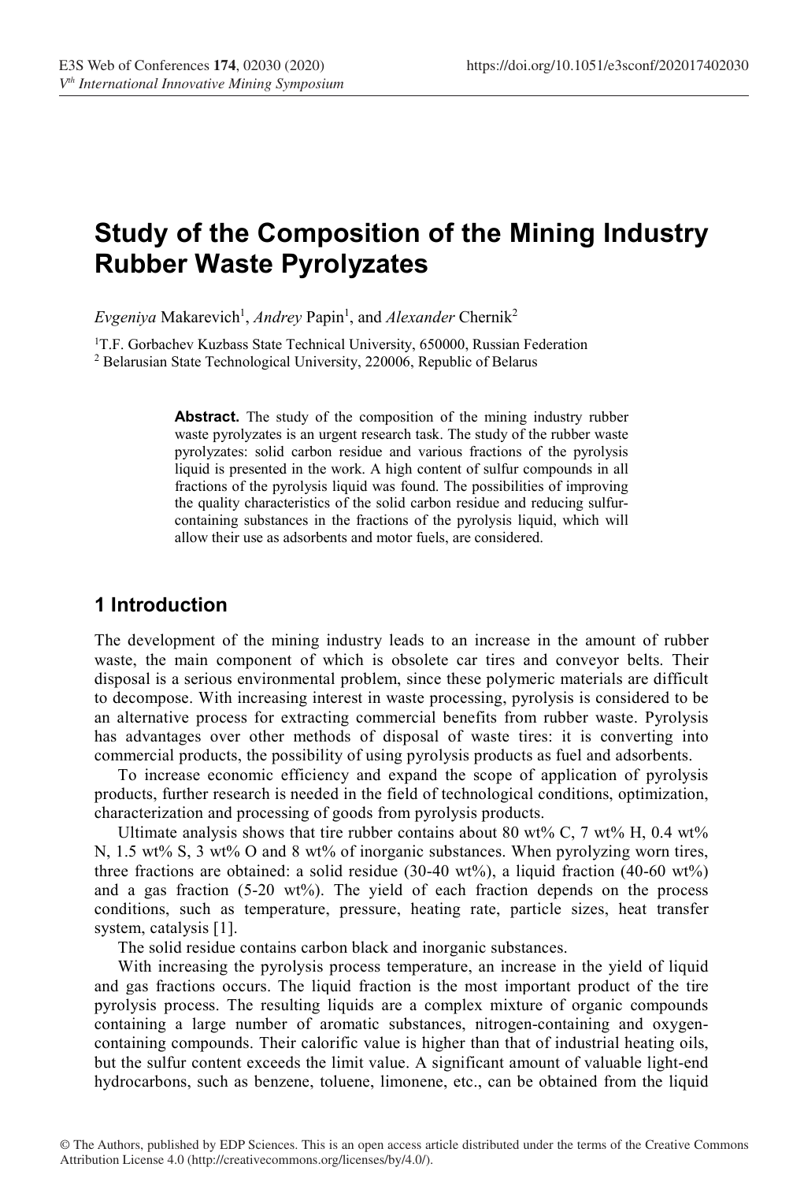# Study of the Composition of the Mining Industry Rubber Waste Pyrolyzates

*Evgeniya* Makarevich[1], *Andrey* Papin[1], and *Alexander* Chernik[2]

[1]T.F. Gorbachev Kuzbass State Technical University, 650000, Russian Federation
[2] Belarusian State Technological University, 220006, Republic of Belarus

**Abstract.** The study of the composition of the mining industry rubber waste pyrolyzates is an urgent research task. The study of the rubber waste pyrolyzates: solid carbon residue and various fractions of the pyrolysis liquid is presented in the work. A high content of sulfur compounds in all fractions of the pyrolysis liquid was found. The possibilities of improving the quality characteristics of the solid carbon residue and reducing sulfur-containing substances in the fractions of the pyrolysis liquid, which will allow their use as adsorbents and motor fuels, are considered.

## 1 Introduction

The development of the mining industry leads to an increase in the amount of rubber waste, the main component of which is obsolete car tires and conveyor belts. Their disposal is a serious environmental problem, since these polymeric materials are difficult to decompose. With increasing interest in waste processing, pyrolysis is considered to be an alternative process for extracting commercial benefits from rubber waste. Pyrolysis has advantages over other methods of disposal of waste tires: it is converting into commercial products, the possibility of using pyrolysis products as fuel and adsorbents.

To increase economic efficiency and expand the scope of application of pyrolysis products, further research is needed in the field of technological conditions, optimization, characterization and processing of goods from pyrolysis products.

Ultimate analysis shows that tire rubber contains about 80 wt% C, 7 wt% H, 0.4 wt% N, 1.5 wt% S, 3 wt% O and 8 wt% of inorganic substances. When pyrolyzing worn tires, three fractions are obtained: a solid residue (30-40 wt%), a liquid fraction (40-60 wt%) and a gas fraction (5-20 wt%). The yield of each fraction depends on the process conditions, such as temperature, pressure, heating rate, particle sizes, heat transfer system, catalysis [1].

The solid residue contains carbon black and inorganic substances.

With increasing the pyrolysis process temperature, an increase in the yield of liquid and gas fractions occurs. The liquid fraction is the most important product of the tire pyrolysis process. The resulting liquids are a complex mixture of organic compounds containing a large number of aromatic substances, nitrogen-containing and oxygen-containing compounds. Their calorific value is higher than that of industrial heating oils, but the sulfur content exceeds the limit value. A significant amount of valuable light-end hydrocarbons, such as benzene, toluene, limonene, etc., can be obtained from the liquid

© The Authors, published by EDP Sciences. This is an open access article distributed under the terms of the Creative Commons Attribution License 4.0 (http://creativecommons.org/licenses/by/4.0/).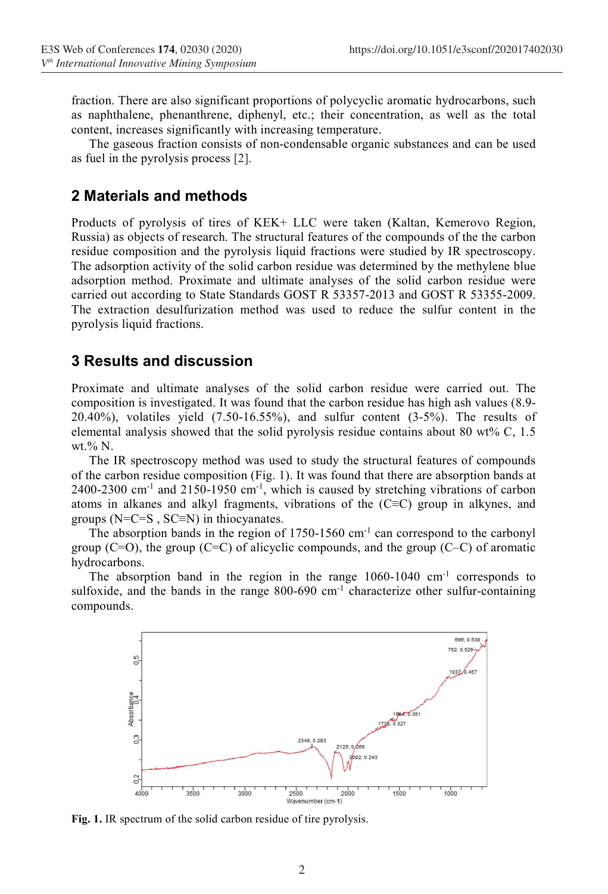fraction. There are also significant proportions of polycyclic aromatic hydrocarbons, such as naphthalene, phenanthrene, diphenyl, etc.; their concentration, as well as the total content, increases significantly with increasing temperature.

The gaseous fraction consists of non-condensable organic substances and can be used as fuel in the pyrolysis process [2].

## 2 Materials and methods

Products of pyrolysis of tires of KEK+ LLC were taken (Kaltan, Kemerovo Region, Russia) as objects of research. The structural features of the compounds of the the carbon residue composition and the pyrolysis liquid fractions were studied by IR spectroscopy. The adsorption activity of the solid carbon residue was determined by the methylene blue adsorption method. Proximate and ultimate analyses of the solid carbon residue were carried out according to State Standards GOST R 53357-2013 and GOST R 53355-2009. The extraction desulfurization method was used to reduce the sulfur content in the pyrolysis liquid fractions.

## 3 Results and discussion

Proximate and ultimate analyses of the solid carbon residue were carried out. The composition is investigated. It was found that the carbon residue has high ash values (8.9-20.40%), volatiles yield (7.50-16.55%), and sulfur content (3-5%). The results of elemental analysis showed that the solid pyrolysis residue contains about 80 wt% C, 1.5 wt.% N.

The IR spectroscopy method was used to study the structural features of compounds of the carbon residue composition (Fig. 1). It was found that there are absorption bands at 2400-2300 cm$^{-1}$ and 2150-1950 cm$^{-1}$, which is caused by stretching vibrations of carbon atoms in alkanes and alkyl fragments, vibrations of the (C≡C) group in alkynes, and groups (N=C=S , SC≡N) in thiocyanates.

The absorption bands in the region of 1750-1560 cm$^{-1}$ can correspond to the carbonyl group (C=O), the group (C=C) of alicyclic compounds, and the group (C–C) of aromatic hydrocarbons.

The absorption band in the region in the range 1060-1040 cm$^{-1}$ corresponds to sulfoxide, and the bands in the range 800-690 cm$^{-1}$ characterize other sulfur-containing compounds.

**Fig. 1.** IR spectrum of the solid carbon residue of tire pyrolysis.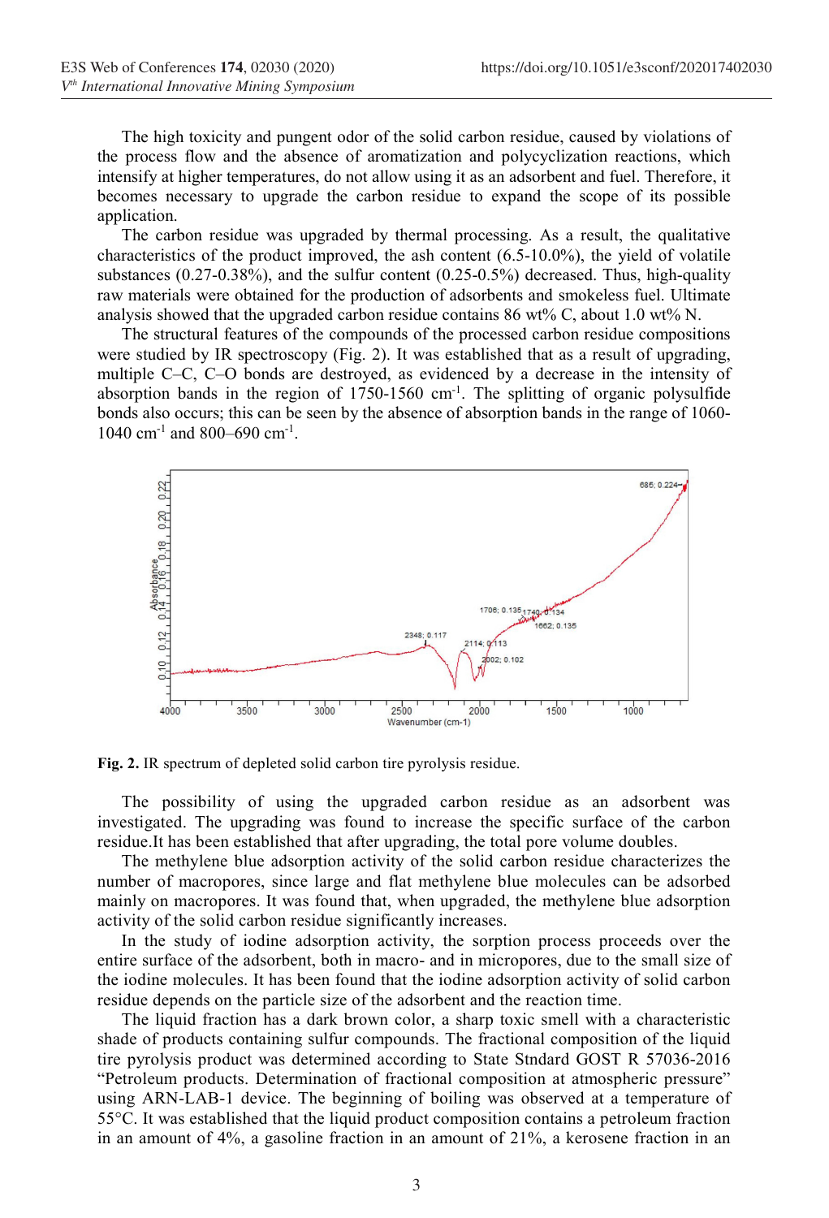The high toxicity and pungent odor of the solid carbon residue, caused by violations of the process flow and the absence of aromatization and polycyclization reactions, which intensify at higher temperatures, do not allow using it as an adsorbent and fuel. Therefore, it becomes necessary to upgrade the carbon residue to expand the scope of its possible application.

The carbon residue was upgraded by thermal processing. As a result, the qualitative characteristics of the product improved, the ash content (6.5-10.0%), the yield of volatile substances (0.27-0.38%), and the sulfur content (0.25-0.5%) decreased. Thus, high-quality raw materials were obtained for the production of adsorbents and smokeless fuel. Ultimate analysis showed that the upgraded carbon residue contains 86 wt% C, about 1.0 wt% N.

The structural features of the compounds of the processed carbon residue compositions were studied by IR spectroscopy (Fig. 2). It was established that as a result of upgrading, multiple C–C, C–O bonds are destroyed, as evidenced by a decrease in the intensity of absorption bands in the region of 1750-1560 $cm^{-1}$. The splitting of organic polysulfide bonds also occurs; this can be seen by the absence of absorption bands in the range of 1060-1040 $cm^{-1}$ and 800–690 $cm^{-1}$.

**Fig. 2.** IR spectrum of depleted solid carbon tire pyrolysis residue.

The possibility of using the upgraded carbon residue as an adsorbent was investigated. The upgrading was found to increase the specific surface of the carbon residue.It has been established that after upgrading, the total pore volume doubles.

The methylene blue adsorption activity of the solid carbon residue characterizes the number of macropores, since large and flat methylene blue molecules can be adsorbed mainly on macropores. It was found that, when upgraded, the methylene blue adsorption activity of the solid carbon residue significantly increases.

In the study of iodine adsorption activity, the sorption process proceeds over the entire surface of the adsorbent, both in macro- and in micropores, due to the small size of the iodine molecules. It has been found that the iodine adsorption activity of solid carbon residue depends on the particle size of the adsorbent and the reaction time.

The liquid fraction has a dark brown color, a sharp toxic smell with a characteristic shade of products containing sulfur compounds. The fractional composition of the liquid tire pyrolysis product was determined according to State Stndard GOST R 57036-2016 "Petroleum products. Determination of fractional composition at atmospheric pressure" using ARN-LAB-1 device. The beginning of boiling was observed at a temperature of 55°C. It was established that the liquid product composition contains a petroleum fraction in an amount of 4%, a gasoline fraction in an amount of 21%, a kerosene fraction in an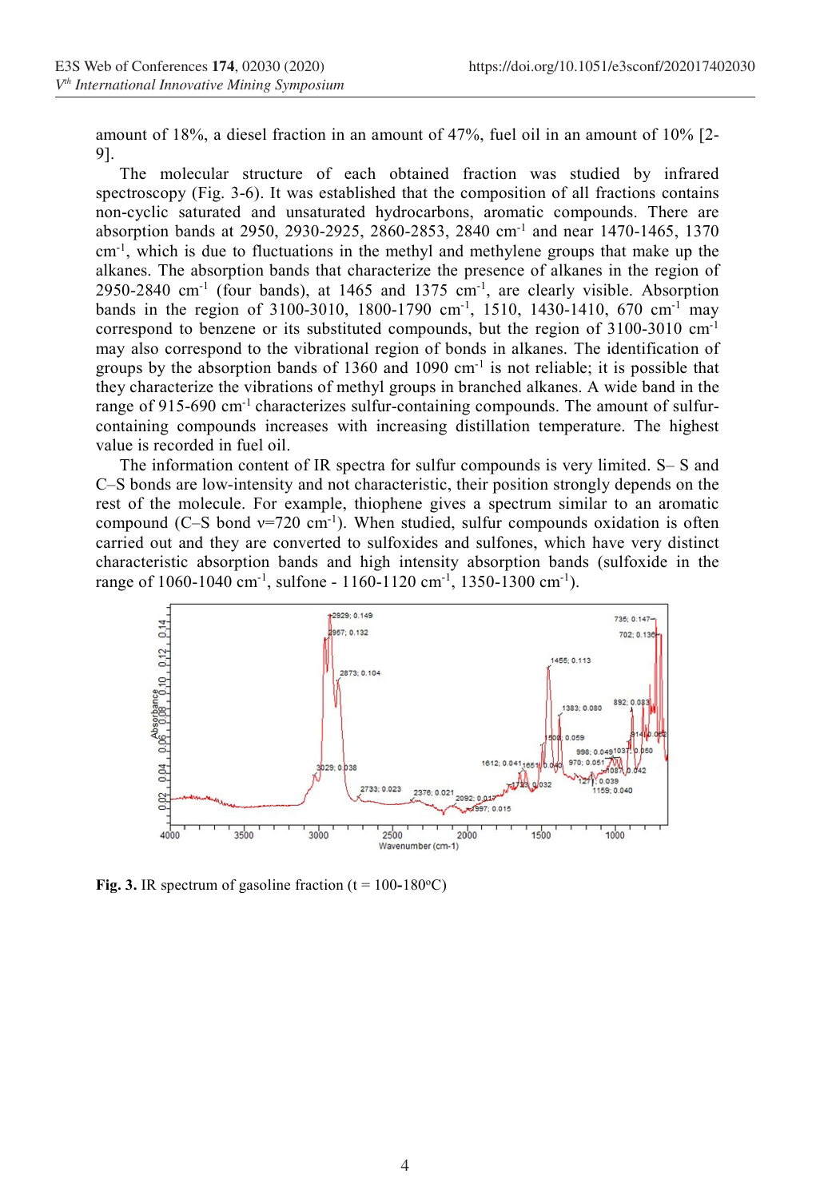amount of 18%, a diesel fraction in an amount of 47%, fuel oil in an amount of 10% [2-9].

The molecular structure of each obtained fraction was studied by infrared spectroscopy (Fig. 3-6). It was established that the composition of all fractions contains non-cyclic saturated and unsaturated hydrocarbons, aromatic compounds. There are absorption bands at 2950, 2930-2925, 2860-2853, 2840 $cm^{-1}$ and near 1470-1465, 1370 $cm^{-1}$, which is due to fluctuations in the methyl and methylene groups that make up the alkanes. The absorption bands that characterize the presence of alkanes in the region of 2950-2840 $cm^{-1}$ (four bands), at 1465 and 1375 $cm^{-1}$, are clearly visible. Absorption bands in the region of 3100-3010, 1800-1790 $cm^{-1}$, 1510, 1430-1410, 670 $cm^{-1}$ may correspond to benzene or its substituted compounds, but the region of 3100-3010 $cm^{-1}$ may also correspond to the vibrational region of bonds in alkanes. The identification of groups by the absorption bands of 1360 and 1090 $cm^{-1}$ is not reliable; it is possible that they characterize the vibrations of methyl groups in branched alkanes. A wide band in the range of 915-690 $cm^{-1}$ characterizes sulfur-containing compounds. The amount of sulfur-containing compounds increases with increasing distillation temperature. The highest value is recorded in fuel oil.

The information content of IR spectra for sulfur compounds is very limited. S– S and C–S bonds are low-intensity and not characteristic, their position strongly depends on the rest of the molecule. For example, thiophene gives a spectrum similar to an aromatic compound (C–S bond $\nu$=720 $cm^{-1}$). When studied, sulfur compounds oxidation is often carried out and they are converted to sulfoxides and sulfones, which have very distinct characteristic absorption bands and high intensity absorption bands (sulfoxide in the range of 1060-1040 $cm^{-1}$, sulfone - 1160-1120 $cm^{-1}$, 1350-1300 $cm^{-1}$).

**Fig. 3.** IR spectrum of gasoline fraction (t = 100-180°C)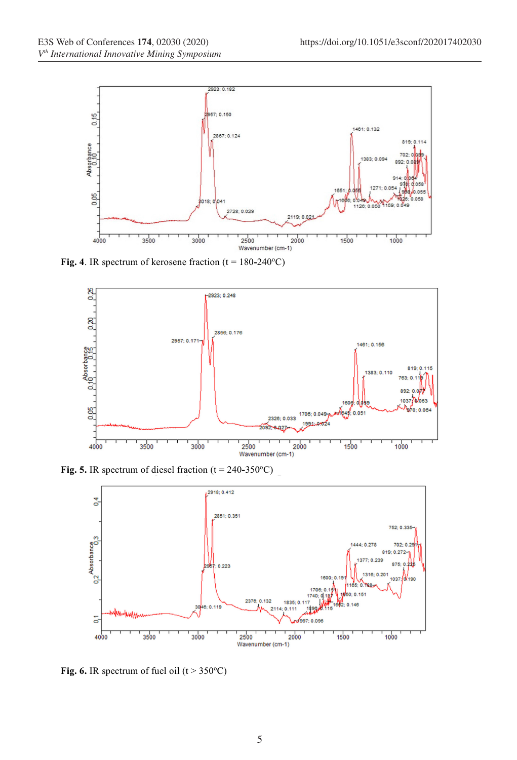**Fig. 4**. IR spectrum of kerosene fraction (t = 180-240°C)

**Fig. 5.** IR spectrum of diesel fraction (t = 240-350°C)

**Fig. 6.** IR spectrum of fuel oil (t > 350°C)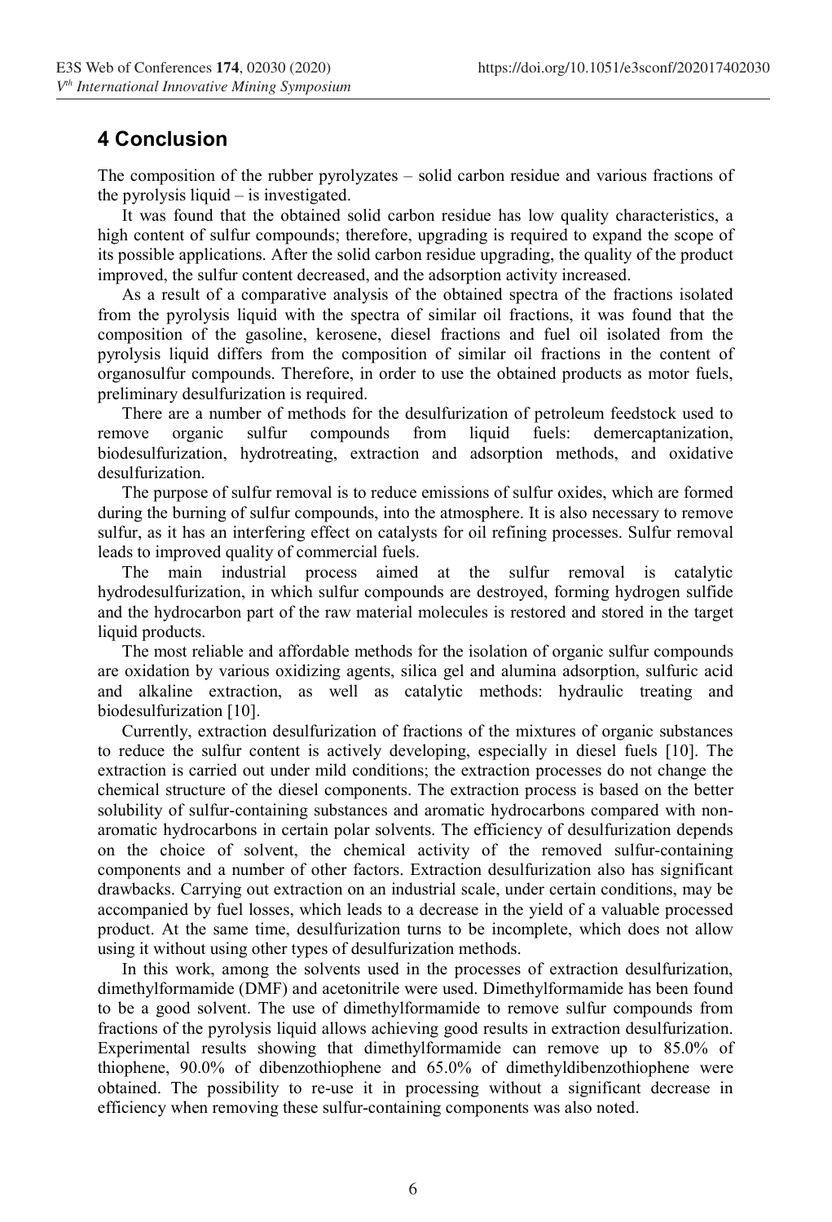## 4 Conclusion

The composition of the rubber pyrolyzates – solid carbon residue and various fractions of the pyrolysis liquid – is investigated.

It was found that the obtained solid carbon residue has low quality characteristics, a high content of sulfur compounds; therefore, upgrading is required to expand the scope of its possible applications. After the solid carbon residue upgrading, the quality of the product improved, the sulfur content decreased, and the adsorption activity increased.

As a result of a comparative analysis of the obtained spectra of the fractions isolated from the pyrolysis liquid with the spectra of similar oil fractions, it was found that the composition of the gasoline, kerosene, diesel fractions and fuel oil isolated from the pyrolysis liquid differs from the composition of similar oil fractions in the content of organosulfur compounds. Therefore, in order to use the obtained products as motor fuels, preliminary desulfurization is required.

There are a number of methods for the desulfurization of petroleum feedstock used to remove organic sulfur compounds from liquid fuels: demercaptanization, biodesulfurization, hydrotreating, extraction and adsorption methods, and oxidative desulfurization.

The purpose of sulfur removal is to reduce emissions of sulfur oxides, which are formed during the burning of sulfur compounds, into the atmosphere. It is also necessary to remove sulfur, as it has an interfering effect on catalysts for oil refining processes. Sulfur removal leads to improved quality of commercial fuels.

The main industrial process aimed at the sulfur removal is catalytic hydrodesulfurization, in which sulfur compounds are destroyed, forming hydrogen sulfide and the hydrocarbon part of the raw material molecules is restored and stored in the target liquid products.

The most reliable and affordable methods for the isolation of organic sulfur compounds are oxidation by various oxidizing agents, silica gel and alumina adsorption, sulfuric acid and alkaline extraction, as well as catalytic methods: hydraulic treating and biodesulfurization [10].

Currently, extraction desulfurization of fractions of the mixtures of organic substances to reduce the sulfur content is actively developing, especially in diesel fuels [10]. The extraction is carried out under mild conditions; the extraction processes do not change the chemical structure of the diesel components. The extraction process is based on the better solubility of sulfur-containing substances and aromatic hydrocarbons compared with non-aromatic hydrocarbons in certain polar solvents. The efficiency of desulfurization depends on the choice of solvent, the chemical activity of the removed sulfur-containing components and a number of other factors. Extraction desulfurization also has significant drawbacks. Carrying out extraction on an industrial scale, under certain conditions, may be accompanied by fuel losses, which leads to a decrease in the yield of a valuable processed product. At the same time, desulfurization turns to be incomplete, which does not allow using it without using other types of desulfurization methods.

In this work, among the solvents used in the processes of extraction desulfurization, dimethylformamide (DMF) and acetonitrile were used. Dimethylformamide has been found to be a good solvent. The use of dimethylformamide to remove sulfur compounds from fractions of the pyrolysis liquid allows achieving good results in extraction desulfurization. Experimental results showing that dimethylformamide can remove up to 85.0% of thiophene, 90.0% of dibenzothiophene and 65.0% of dimethyldibenzothiophene were obtained. The possibility to re-use it in processing without a significant decrease in efficiency when removing these sulfur-containing components was also noted.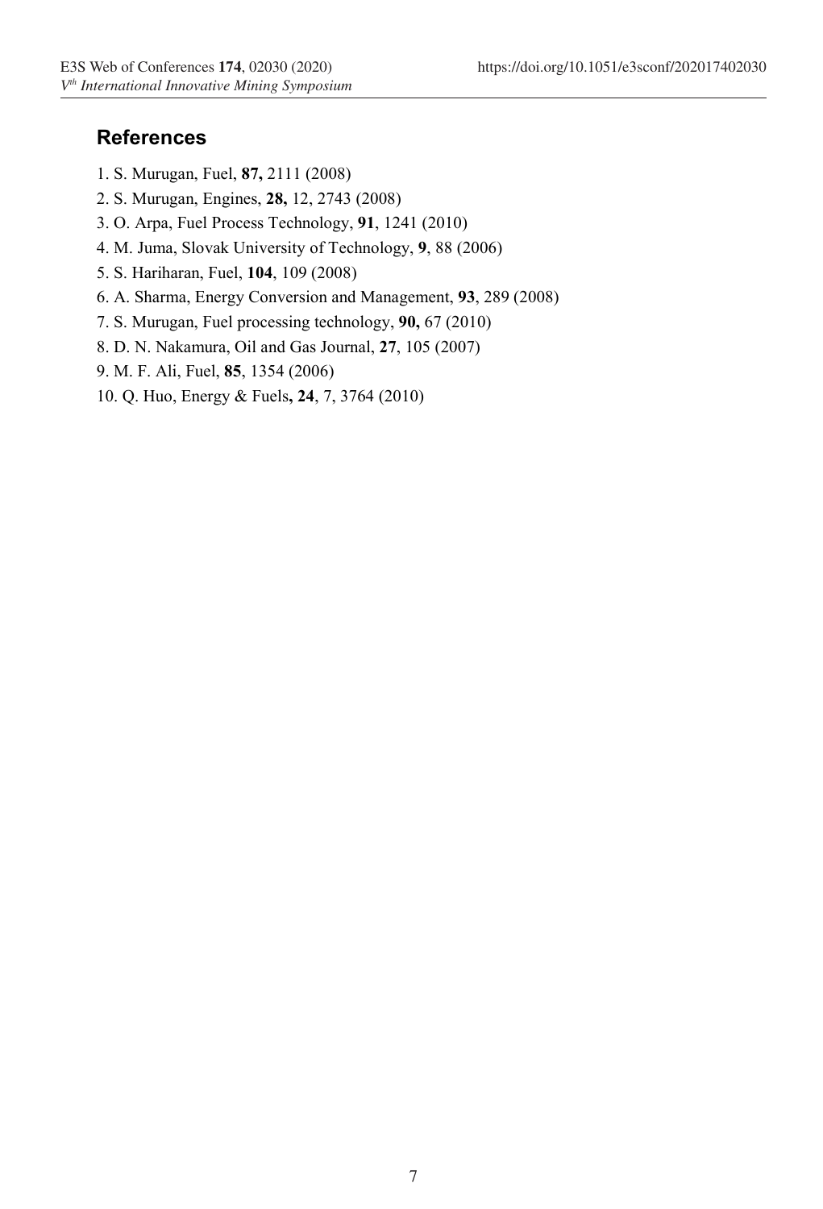## References

1. S. Murugan, Fuel, **87,** 2111 (2008)
2. S. Murugan, Engines, **28,** 12, 2743 (2008)
3. O. Arpa, Fuel Process Technology, **91**, 1241 (2010)
4. M. Juma, Slovak University of Technology, **9**, 88 (2006)
5. S. Hariharan, Fuel, **104**, 109 (2008)
6. A. Sharma, Energy Conversion and Management, **93**, 289 (2008)
7. S. Murugan, Fuel processing technology, **90,** 67 (2010)
8. D. N. Nakamura, Oil and Gas Journal, **27**, 105 (2007)
9. M. F. Ali, Fuel, **85**, 1354 (2006)
10. Q. Huo, Energy & Fuels**, 24**, 7, 3764 (2010)